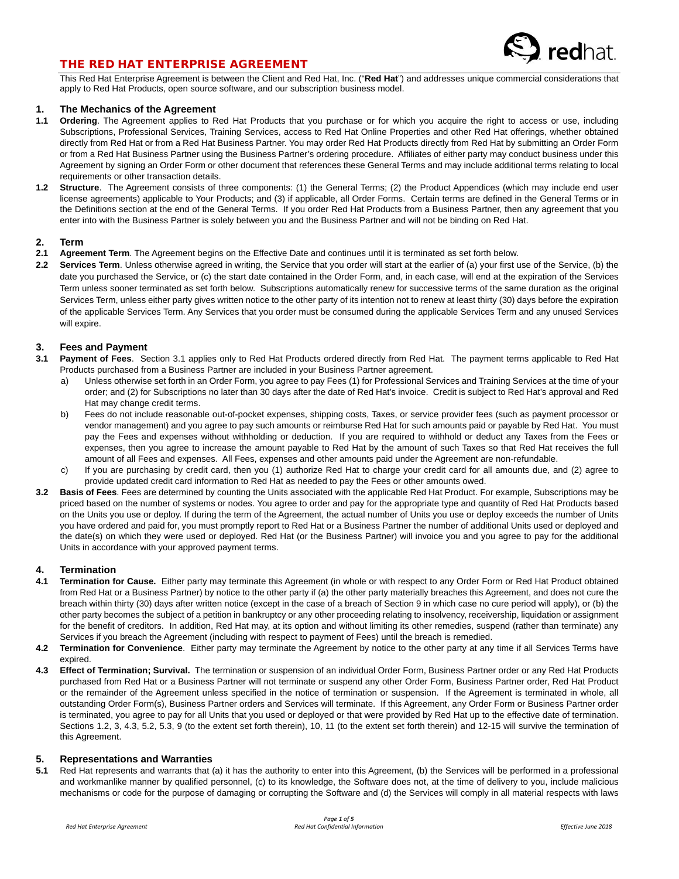# THE RED HAT ENTERPRISE AGREEMENT

This Red Hat Enterprise Agreement is between the Client and Red Hat, Inc. ("**Red Hat**") and addresses unique commercial considerations that apply to Red Hat Products, open source software, and our subscription business model.

## 1. The Mechanics of the Agreement

**1.1 Ordering**. The Agreement applies to Red Hat Products that you purchase or for which you acquire the right to access or use, including Subscriptions, Professional Services, Training Services, access to Red Hat Online Properties and other Red Hat offerings, whether obtained directly from Red Hat or from a Red Hat Business Partner. You may order Red Hat Products directly from Red Hat by submitting an Order Form or from a Red Hat Business Partner using the Business Partner's ordering procedure. Affiliates of either party may conduct business under this Agreement by signing an Order Form or other document that references these General Terms and may include additional terms relating to local requirements or other transaction details.

**1.2 Structure**. The Agreement consists of three components: (1) the General Terms; (2) the Product Appendices (which may include end user license agreements) applicable to Your Products; and (3) if applicable, all Order Forms. Certain terms are defined in the General Terms or in the Definitions section at the end of the General Terms. If you order Red Hat Products from a Business Partner, then any agreement that you enter into with the Business Partner is solely between you and the Business Partner and will not be binding on Red Hat.

## 2. Term

**2.1 Agreement Term**. The Agreement begins on the Effective Date and continues until it is terminated as set forth below.

**2.2 Services Term**. Unless otherwise agreed in writing, the Service that you order will start at the earlier of (a) your first use of the Service, (b) the date you purchased the Service, or (c) the start date contained in the Order Form, and, in each case, will end at the expiration of the Services Term unless sooner terminated as set forth below. Subscriptions automatically renew for successive terms of the same duration as the original Services Term, unless either party gives written notice to the other party of its intention not to renew at least thirty (30) days before the expiration of the applicable Services Term. Any Services that you order must be consumed during the applicable Services Term and any unused Services will expire.

## 3. Fees and Payment

**3.1 Payment of Fees**. Section 3.1 applies only to Red Hat Products ordered directly from Red Hat. The payment terms applicable to Red Hat Products purchased from a Business Partner are included in your Business Partner agreement.

a) Unless otherwise set forth in an Order Form, you agree to pay Fees (1) for Professional Services and Training Services at the time of your order; and (2) for Subscriptions no later than 30 days after the date of Red Hat's invoice. Credit is subject to Red Hat's approval and Red Hat may change credit terms.

b) Fees do not include reasonable out-of-pocket expenses, shipping costs, Taxes, or service provider fees (such as payment processor or vendor management) and you agree to pay such amounts or reimburse Red Hat for such amounts paid or payable by Red Hat. You must pay the Fees and expenses without withholding or deduction. If you are required to withhold or deduct any Taxes from the Fees or expenses, then you agree to increase the amount payable to Red Hat by the amount of such Taxes so that Red Hat receives the full amount of all Fees and expenses. All Fees, expenses and other amounts paid under the Agreement are non-refundable.

c) If you are purchasing by credit card, then you (1) authorize Red Hat to charge your credit card for all amounts due, and (2) agree to provide updated credit card information to Red Hat as needed to pay the Fees or other amounts owed.

**3.2 Basis of Fees**. Fees are determined by counting the Units associated with the applicable Red Hat Product. For example, Subscriptions may be priced based on the number of systems or nodes. You agree to order and pay for the appropriate type and quantity of Red Hat Products based on the Units you use or deploy. If during the term of the Agreement, the actual number of Units you use or deploy exceeds the number of Units you have ordered and paid for, you must promptly report to Red Hat or a Business Partner the number of additional Units used or deployed and the date(s) on which they were used or deployed. Red Hat (or the Business Partner) will invoice you and you agree to pay for the additional Units in accordance with your approved payment terms.

## 4. Termination

**4.1 Termination for Cause.** Either party may terminate this Agreement (in whole or with respect to any Order Form or Red Hat Product obtained from Red Hat or a Business Partner) by notice to the other party if (a) the other party materially breaches this Agreement, and does not cure the breach within thirty (30) days after written notice (except in the case of a breach of Section 9 in which case no cure period will apply), or (b) the other party becomes the subject of a petition in bankruptcy or any other proceeding relating to insolvency, receivership, liquidation or assignment for the benefit of creditors. In addition, Red Hat may, at its option and without limiting its other remedies, suspend (rather than terminate) any Services if you breach the Agreement (including with respect to payment of Fees) until the breach is remedied.

**4.2 Termination for Convenience**. Either party may terminate the Agreement by notice to the other party at any time if all Services Terms have expired.

**4.3 Effect of Termination; Survival.** The termination or suspension of an individual Order Form, Business Partner order or any Red Hat Products purchased from Red Hat or a Business Partner will not terminate or suspend any other Order Form, Business Partner order, Red Hat Product or the remainder of the Agreement unless specified in the notice of termination or suspension. If the Agreement is terminated in whole, all outstanding Order Form(s), Business Partner orders and Services will terminate. If this Agreement, any Order Form or Business Partner order is terminated, you agree to pay for all Units that you used or deployed or that were provided by Red Hat up to the effective date of termination. Sections 1.2, 3, 4.3, 5.2, 5.3, 9 (to the extent set forth therein), 10, 11 (to the extent set forth therein) and 12-15 will survive the termination of this Agreement.

## 5. Representations and Warranties

**5.1** Red Hat represents and warrants that (a) it has the authority to enter into this Agreement, (b) the Services will be performed in a professional and workmanlike manner by qualified personnel, (c) to its knowledge, the Software does not, at the time of delivery to you, include malicious mechanisms or code for the purpose of damaging or corrupting the Software and (d) the Services will comply in all material respects with laws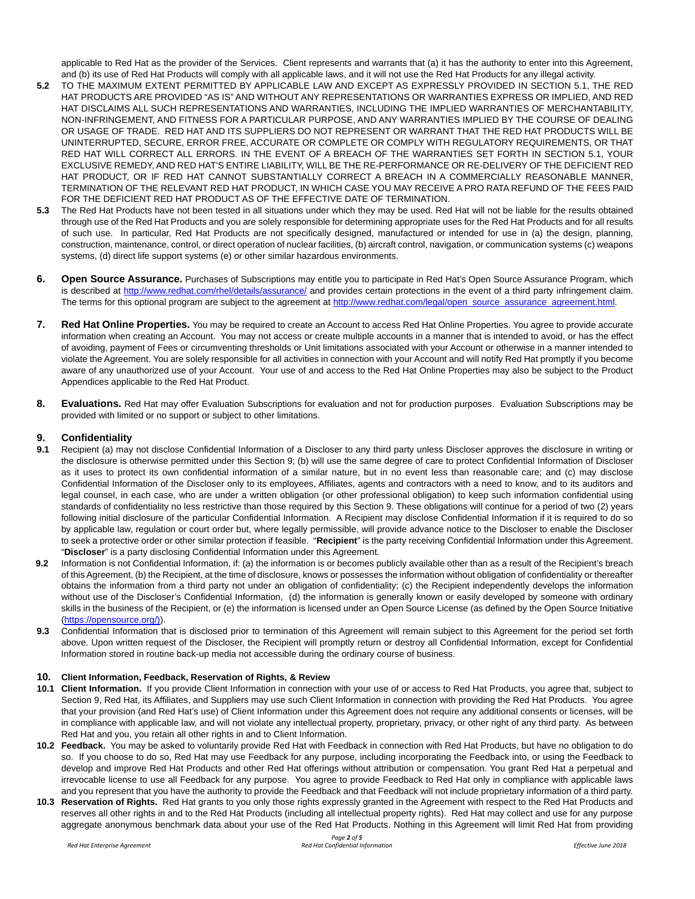applicable to Red Hat as the provider of the Services. Client represents and warrants that (a) it has the authority to enter into this Agreement, and (b) its use of Red Hat Products will comply with all applicable laws, and it will not use the Red Hat Products for any illegal activity.

**5.2** TO THE MAXIMUM EXTENT PERMITTED BY APPLICABLE LAW AND EXCEPT AS EXPRESSLY PROVIDED IN SECTION 5.1, THE RED HAT PRODUCTS ARE PROVIDED "AS IS" AND WITHOUT ANY REPRESENTATIONS OR WARRANTIES EXPRESS OR IMPLIED, AND RED HAT DISCLAIMS ALL SUCH REPRESENTATIONS AND WARRANTIES, INCLUDING THE IMPLIED WARRANTIES OF MERCHANTABILITY, NON-INFRINGEMENT, AND FITNESS FOR A PARTICULAR PURPOSE, AND ANY WARRANTIES IMPLIED BY THE COURSE OF DEALING OR USAGE OF TRADE. RED HAT AND ITS SUPPLIERS DO NOT REPRESENT OR WARRANT THAT THE RED HAT PRODUCTS WILL BE UNINTERRUPTED, SECURE, ERROR FREE, ACCURATE OR COMPLETE OR COMPLY WITH REGULATORY REQUIREMENTS, OR THAT RED HAT WILL CORRECT ALL ERRORS. IN THE EVENT OF A BREACH OF THE WARRANTIES SET FORTH IN SECTION 5.1, YOUR EXCLUSIVE REMEDY, AND RED HAT'S ENTIRE LIABILITY, WILL BE THE RE-PERFORMANCE OR RE-DELIVERY OF THE DEFICIENT RED HAT PRODUCT, OR IF RED HAT CANNOT SUBSTANTIALLY CORRECT A BREACH IN A COMMERCIALLY REASONABLE MANNER, TERMINATION OF THE RELEVANT RED HAT PRODUCT, IN WHICH CASE YOU MAY RECEIVE A PRO RATA REFUND OF THE FEES PAID FOR THE DEFICIENT RED HAT PRODUCT AS OF THE EFFECTIVE DATE OF TERMINATION.

**5.3** The Red Hat Products have not been tested in all situations under which they may be used. Red Hat will not be liable for the results obtained through use of the Red Hat Products and you are solely responsible for determining appropriate uses for the Red Hat Products and for all results of such use. In particular, Red Hat Products are not specifically designed, manufactured or intended for use in (a) the design, planning, construction, maintenance, control, or direct operation of nuclear facilities, (b) aircraft control, navigation, or communication systems (c) weapons systems, (d) direct life support systems (e) or other similar hazardous environments.

## 6. Open Source Assurance.

Purchases of Subscriptions may entitle you to participate in Red Hat's Open Source Assurance Program, which is described at http://www.redhat.com/rhel/details/assurance/ and provides certain protections in the event of a third party infringement claim. The terms for this optional program are subject to the agreement at http://www.redhat.com/legal/open_source_assurance_agreement.html.

## 7. Red Hat Online Properties.

You may be required to create an Account to access Red Hat Online Properties. You agree to provide accurate information when creating an Account. You may not access or create multiple accounts in a manner that is intended to avoid, or has the effect of avoiding, payment of Fees or circumventing thresholds or Unit limitations associated with your Account or otherwise in a manner intended to violate the Agreement. You are solely responsible for all activities in connection with your Account and will notify Red Hat promptly if you become aware of any unauthorized use of your Account. Your use of and access to the Red Hat Online Properties may also be subject to the Product Appendices applicable to the Red Hat Product.

## 8. Evaluations.

Red Hat may offer Evaluation Subscriptions for evaluation and not for production purposes. Evaluation Subscriptions may be provided with limited or no support or subject to other limitations.

## 9. Confidentiality

**9.1** Recipient (a) may not disclose Confidential Information of a Discloser to any third party unless Discloser approves the disclosure in writing or the disclosure is otherwise permitted under this Section 9; (b) will use the same degree of care to protect Confidential Information of Discloser as it uses to protect its own confidential information of a similar nature, but in no event less than reasonable care; and (c) may disclose Confidential Information of the Discloser only to its employees, Affiliates, agents and contractors with a need to know, and to its auditors and legal counsel, in each case, who are under a written obligation (or other professional obligation) to keep such information confidential using standards of confidentiality no less restrictive than those required by this Section 9. These obligations will continue for a period of two (2) years following initial disclosure of the particular Confidential Information. A Recipient may disclose Confidential Information if it is required to do so by applicable law, regulation or court order but, where legally permissible, will provide advance notice to the Discloser to enable the Discloser to seek a protective order or other similar protection if feasible. "**Recipient**" is the party receiving Confidential Information under this Agreement. "**Discloser**" is a party disclosing Confidential Information under this Agreement.

**9.2** Information is not Confidential Information, if: (a) the information is or becomes publicly available other than as a result of the Recipient's breach of this Agreement, (b) the Recipient, at the time of disclosure, knows or possesses the information without obligation of confidentiality or thereafter obtains the information from a third party not under an obligation of confidentiality; (c) the Recipient independently develops the information without use of the Discloser's Confidential Information, (d) the information is generally known or easily developed by someone with ordinary skills in the business of the Recipient, or (e) the information is licensed under an Open Source License (as defined by the Open Source Initiative (https://opensource.org/)).

**9.3** Confidential Information that is disclosed prior to termination of this Agreement will remain subject to this Agreement for the period set forth above. Upon written request of the Discloser, the Recipient will promptly return or destroy all Confidential Information, except for Confidential Information stored in routine back-up media not accessible during the ordinary course of business.

## 10. Client Information, Feedback, Reservation of Rights, & Review

**10.1 Client Information.** If you provide Client Information in connection with your use of or access to Red Hat Products, you agree that, subject to Section 9, Red Hat, its Affiliates, and Suppliers may use such Client Information in connection with providing the Red Hat Products. You agree that your provision (and Red Hat's use) of Client Information under this Agreement does not require any additional consents or licenses, will be in compliance with applicable law, and will not violate any intellectual property, proprietary, privacy, or other right of any third party. As between Red Hat and you, you retain all other rights in and to Client Information.

**10.2 Feedback.** You may be asked to voluntarily provide Red Hat with Feedback in connection with Red Hat Products, but have no obligation to do so. If you choose to do so, Red Hat may use Feedback for any purpose, including incorporating the Feedback into, or using the Feedback to develop and improve Red Hat Products and other Red Hat offerings without attribution or compensation. You grant Red Hat a perpetual and irrevocable license to use all Feedback for any purpose. You agree to provide Feedback to Red Hat only in compliance with applicable laws and you represent that you have the authority to provide the Feedback and that Feedback will not include proprietary information of a third party.

**10.3 Reservation of Rights.** Red Hat grants to you only those rights expressly granted in the Agreement with respect to the Red Hat Products and reserves all other rights in and to the Red Hat Products (including all intellectual property rights). Red Hat may collect and use for any purpose aggregate anonymous benchmark data about your use of the Red Hat Products. Nothing in this Agreement will limit Red Hat from providing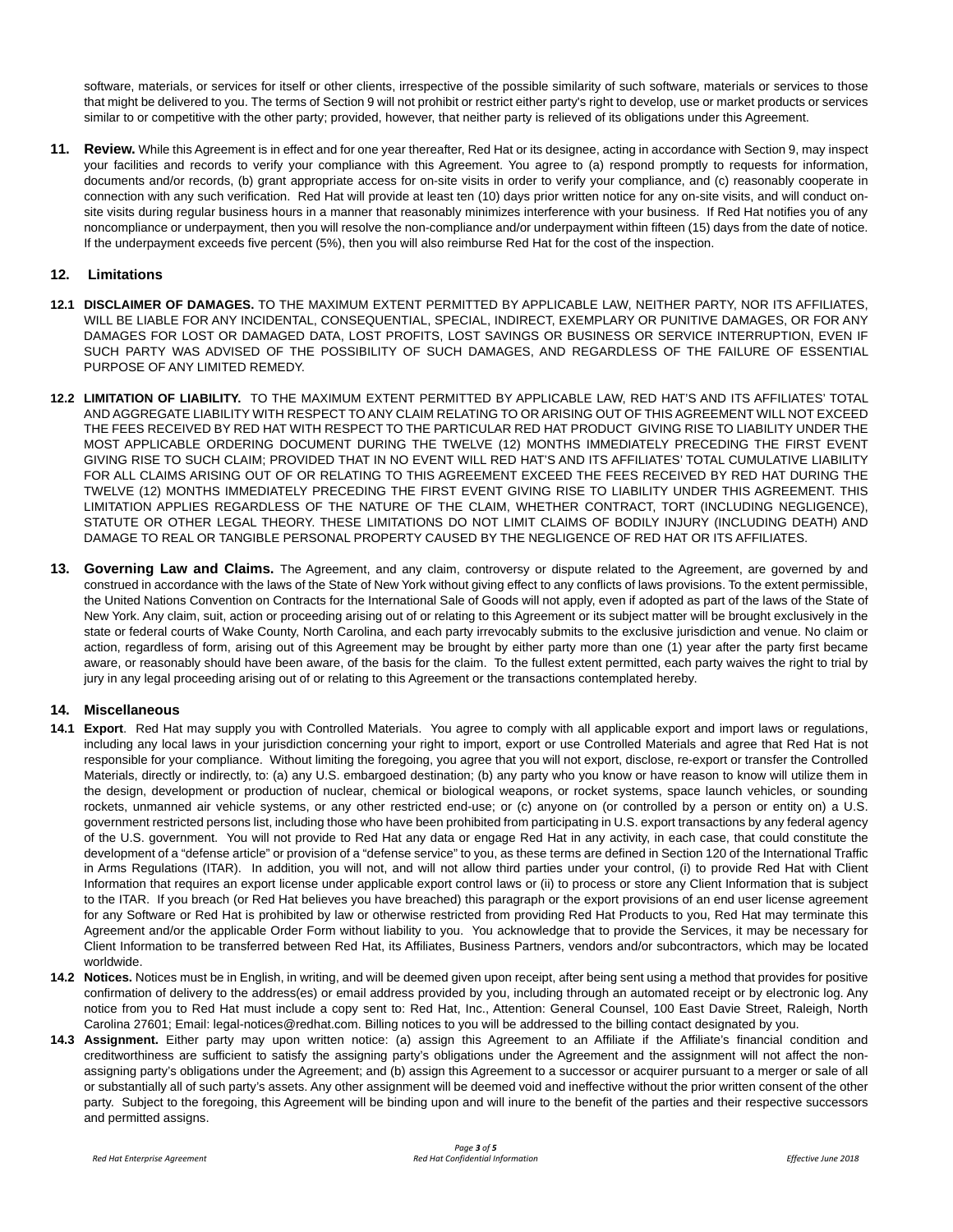software, materials, or services for itself or other clients, irrespective of the possible similarity of such software, materials or services to those that might be delivered to you. The terms of Section 9 will not prohibit or restrict either party's right to develop, use or market products or services similar to or competitive with the other party; provided, however, that neither party is relieved of its obligations under this Agreement.

**11. Review.** While this Agreement is in effect and for one year thereafter, Red Hat or its designee, acting in accordance with Section 9, may inspect your facilities and records to verify your compliance with this Agreement. You agree to (a) respond promptly to requests for information, documents and/or records, (b) grant appropriate access for on-site visits in order to verify your compliance, and (c) reasonably cooperate in connection with any such verification. Red Hat will provide at least ten (10) days prior written notice for any on-site visits, and will conduct on-site visits during regular business hours in a manner that reasonably minimizes interference with your business. If Red Hat notifies you of any noncompliance or underpayment, then you will resolve the non-compliance and/or underpayment within fifteen (15) days from the date of notice. If the underpayment exceeds five percent (5%), then you will also reimburse Red Hat for the cost of the inspection.

## 12. Limitations

**12.1 DISCLAIMER OF DAMAGES.** TO THE MAXIMUM EXTENT PERMITTED BY APPLICABLE LAW, NEITHER PARTY, NOR ITS AFFILIATES, WILL BE LIABLE FOR ANY INCIDENTAL, CONSEQUENTIAL, SPECIAL, INDIRECT, EXEMPLARY OR PUNITIVE DAMAGES, OR FOR ANY DAMAGES FOR LOST OR DAMAGED DATA, LOST PROFITS, LOST SAVINGS OR BUSINESS OR SERVICE INTERRUPTION, EVEN IF SUCH PARTY WAS ADVISED OF THE POSSIBILITY OF SUCH DAMAGES, AND REGARDLESS OF THE FAILURE OF ESSENTIAL PURPOSE OF ANY LIMITED REMEDY.

**12.2 LIMITATION OF LIABILITY.** TO THE MAXIMUM EXTENT PERMITTED BY APPLICABLE LAW, RED HAT'S AND ITS AFFILIATES' TOTAL AND AGGREGATE LIABILITY WITH RESPECT TO ANY CLAIM RELATING TO OR ARISING OUT OF THIS AGREEMENT WILL NOT EXCEED THE FEES RECEIVED BY RED HAT WITH RESPECT TO THE PARTICULAR RED HAT PRODUCT GIVING RISE TO LIABILITY UNDER THE MOST APPLICABLE ORDERING DOCUMENT DURING THE TWELVE (12) MONTHS IMMEDIATELY PRECEDING THE FIRST EVENT GIVING RISE TO SUCH CLAIM; PROVIDED THAT IN NO EVENT WILL RED HAT'S AND ITS AFFILIATES' TOTAL CUMULATIVE LIABILITY FOR ALL CLAIMS ARISING OUT OF OR RELATING TO THIS AGREEMENT EXCEED THE FEES RECEIVED BY RED HAT DURING THE TWELVE (12) MONTHS IMMEDIATELY PRECEDING THE FIRST EVENT GIVING RISE TO LIABILITY UNDER THIS AGREEMENT. THIS LIMITATION APPLIES REGARDLESS OF THE NATURE OF THE CLAIM, WHETHER CONTRACT, TORT (INCLUDING NEGLIGENCE), STATUTE OR OTHER LEGAL THEORY. THESE LIMITATIONS DO NOT LIMIT CLAIMS OF BODILY INJURY (INCLUDING DEATH) AND DAMAGE TO REAL OR TANGIBLE PERSONAL PROPERTY CAUSED BY THE NEGLIGENCE OF RED HAT OR ITS AFFILIATES.

**13. Governing Law and Claims.** The Agreement, and any claim, controversy or dispute related to the Agreement, are governed by and construed in accordance with the laws of the State of New York without giving effect to any conflicts of laws provisions. To the extent permissible, the United Nations Convention on Contracts for the International Sale of Goods will not apply, even if adopted as part of the laws of the State of New York. Any claim, suit, action or proceeding arising out of or relating to this Agreement or its subject matter will be brought exclusively in the state or federal courts of Wake County, North Carolina, and each party irrevocably submits to the exclusive jurisdiction and venue. No claim or action, regardless of form, arising out of this Agreement may be brought by either party more than one (1) year after the party first became aware, or reasonably should have been aware, of the basis for the claim. To the fullest extent permitted, each party waives the right to trial by jury in any legal proceeding arising out of or relating to this Agreement or the transactions contemplated hereby.

## 14. Miscellaneous

**14.1 Export**. Red Hat may supply you with Controlled Materials. You agree to comply with all applicable export and import laws or regulations, including any local laws in your jurisdiction concerning your right to import, export or use Controlled Materials and agree that Red Hat is not responsible for your compliance. Without limiting the foregoing, you agree that you will not export, disclose, re-export or transfer the Controlled Materials, directly or indirectly, to: (a) any U.S. embargoed destination; (b) any party who you know or have reason to know will utilize them in the design, development or production of nuclear, chemical or biological weapons, or rocket systems, space launch vehicles, or sounding rockets, unmanned air vehicle systems, or any other restricted end-use; or (c) anyone on (or controlled by a person or entity on) a U.S. government restricted persons list, including those who have been prohibited from participating in U.S. export transactions by any federal agency of the U.S. government. You will not provide to Red Hat any data or engage Red Hat in any activity, in each case, that could constitute the development of a "defense article" or provision of a "defense service" to you, as these terms are defined in Section 120 of the International Traffic in Arms Regulations (ITAR). In addition, you will not, and will not allow third parties under your control, (i) to provide Red Hat with Client Information that requires an export license under applicable export control laws or (ii) to process or store any Client Information that is subject to the ITAR. If you breach (or Red Hat believes you have breached) this paragraph or the export provisions of an end user license agreement for any Software or Red Hat is prohibited by law or otherwise restricted from providing Red Hat Products to you, Red Hat may terminate this Agreement and/or the applicable Order Form without liability to you. You acknowledge that to provide the Services, it may be necessary for Client Information to be transferred between Red Hat, its Affiliates, Business Partners, vendors and/or subcontractors, which may be located worldwide.

**14.2 Notices.** Notices must be in English, in writing, and will be deemed given upon receipt, after being sent using a method that provides for positive confirmation of delivery to the address(es) or email address provided by you, including through an automated receipt or by electronic log. Any notice from you to Red Hat must include a copy sent to: Red Hat, Inc., Attention: General Counsel, 100 East Davie Street, Raleigh, North Carolina 27601; Email: legal-notices@redhat.com. Billing notices to you will be addressed to the billing contact designated by you.

**14.3 Assignment.** Either party may upon written notice: (a) assign this Agreement to an Affiliate if the Affiliate's financial condition and creditworthiness are sufficient to satisfy the assigning party's obligations under the Agreement and the assignment will not affect the non-assigning party's obligations under the Agreement; and (b) assign this Agreement to a successor or acquirer pursuant to a merger or sale of all or substantially all of such party's assets. Any other assignment will be deemed void and ineffective without the prior written consent of the other party. Subject to the foregoing, this Agreement will be binding upon and will inure to the benefit of the parties and their respective successors and permitted assigns.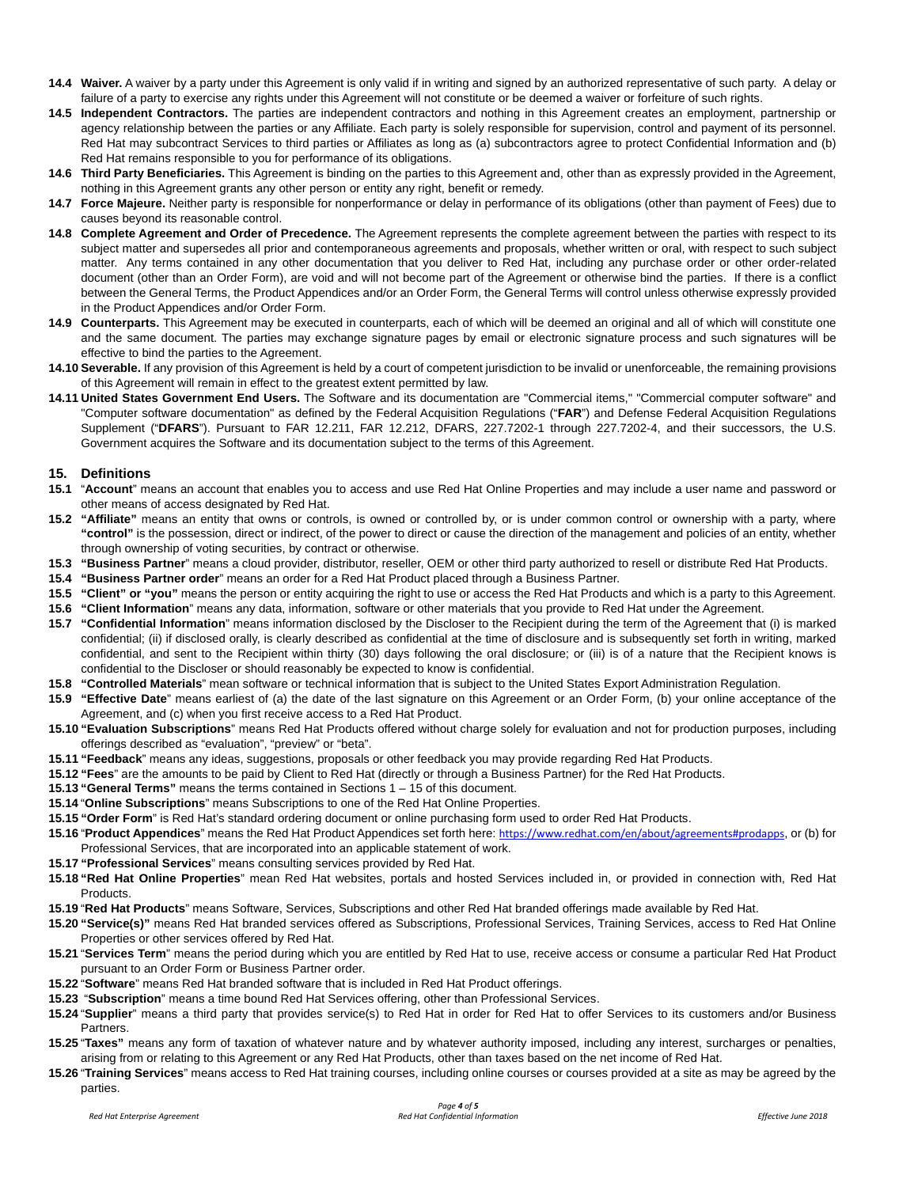**14.4 Waiver.** A waiver by a party under this Agreement is only valid if in writing and signed by an authorized representative of such party. A delay or failure of a party to exercise any rights under this Agreement will not constitute or be deemed a waiver or forfeiture of such rights.

**14.5 Independent Contractors.** The parties are independent contractors and nothing in this Agreement creates an employment, partnership or agency relationship between the parties or any Affiliate. Each party is solely responsible for supervision, control and payment of its personnel. Red Hat may subcontract Services to third parties or Affiliates as long as (a) subcontractors agree to protect Confidential Information and (b) Red Hat remains responsible to you for performance of its obligations.

**14.6 Third Party Beneficiaries.** This Agreement is binding on the parties to this Agreement and, other than as expressly provided in the Agreement, nothing in this Agreement grants any other person or entity any right, benefit or remedy.

**14.7 Force Majeure.** Neither party is responsible for nonperformance or delay in performance of its obligations (other than payment of Fees) due to causes beyond its reasonable control.

**14.8 Complete Agreement and Order of Precedence.** The Agreement represents the complete agreement between the parties with respect to its subject matter and supersedes all prior and contemporaneous agreements and proposals, whether written or oral, with respect to such subject matter. Any terms contained in any other documentation that you deliver to Red Hat, including any purchase order or other order-related document (other than an Order Form), are void and will not become part of the Agreement or otherwise bind the parties. If there is a conflict between the General Terms, the Product Appendices and/or an Order Form, the General Terms will control unless otherwise expressly provided in the Product Appendices and/or Order Form.

**14.9 Counterparts.** This Agreement may be executed in counterparts, each of which will be deemed an original and all of which will constitute one and the same document. The parties may exchange signature pages by email or electronic signature process and such signatures will be effective to bind the parties to the Agreement.

**14.10 Severable.** If any provision of this Agreement is held by a court of competent jurisdiction to be invalid or unenforceable, the remaining provisions of this Agreement will remain in effect to the greatest extent permitted by law.

**14.11 United States Government End Users.** The Software and its documentation are "Commercial items," "Commercial computer software" and "Computer software documentation" as defined by the Federal Acquisition Regulations ("**FAR**") and Defense Federal Acquisition Regulations Supplement ("**DFARS**"). Pursuant to FAR 12.211, FAR 12.212, DFARS, 227.7202-1 through 227.7202-4, and their successors, the U.S. Government acquires the Software and its documentation subject to the terms of this Agreement.

## 15. Definitions

**15.1** "**Account**" means an account that enables you to access and use Red Hat Online Properties and may include a user name and password or other means of access designated by Red Hat.

**15.2** **"Affiliate"** means an entity that owns or controls, is owned or controlled by, or is under common control or ownership with a party, where **"control"** is the possession, direct or indirect, of the power to direct or cause the direction of the management and policies of an entity, whether through ownership of voting securities, by contract or otherwise.

**15.3** **"Business Partner"** means a cloud provider, distributor, reseller, OEM or other third party authorized to resell or distribute Red Hat Products.

**15.4** **"Business Partner order"** means an order for a Red Hat Product placed through a Business Partner.

**15.5** **"Client" or "you"** means the person or entity acquiring the right to use or access the Red Hat Products and which is a party to this Agreement.

**15.6** **"Client Information"** means any data, information, software or other materials that you provide to Red Hat under the Agreement.

**15.7** **"Confidential Information"** means information disclosed by the Discloser to the Recipient during the term of the Agreement that (i) is marked confidential; (ii) if disclosed orally, is clearly described as confidential at the time of disclosure and is subsequently set forth in writing, marked confidential, and sent to the Recipient within thirty (30) days following the oral disclosure; or (iii) is of a nature that the Recipient knows is confidential to the Discloser or should reasonably be expected to know is confidential.

**15.8** **"Controlled Materials"** mean software or technical information that is subject to the United States Export Administration Regulation.

**15.9** **"Effective Date"** means earliest of (a) the date of the last signature on this Agreement or an Order Form, (b) your online acceptance of the Agreement, and (c) when you first receive access to a Red Hat Product.

**15.10** **"Evaluation Subscriptions"** means Red Hat Products offered without charge solely for evaluation and not for production purposes, including offerings described as "evaluation", "preview" or "beta".

**15.11** **"Feedback"** means any ideas, suggestions, proposals or other feedback you may provide regarding Red Hat Products.

**15.12** **"Fees"** are the amounts to be paid by Client to Red Hat (directly or through a Business Partner) for the Red Hat Products.

**15.13** **"General Terms"** means the terms contained in Sections 1 – 15 of this document.

**15.14** "**Online Subscriptions**" means Subscriptions to one of the Red Hat Online Properties.

**15.15** **"Order Form"** is Red Hat's standard ordering document or online purchasing form used to order Red Hat Products.

**15.16** "**Product Appendices**" means the Red Hat Product Appendices set forth here: https://www.redhat.com/en/about/agreements#prodapps, or (b) for Professional Services, that are incorporated into an applicable statement of work.

**15.17** **"Professional Services"** means consulting services provided by Red Hat.

**15.18** **"Red Hat Online Properties"** mean Red Hat websites, portals and hosted Services included in, or provided in connection with, Red Hat Products.

**15.19** "**Red Hat Products**" means Software, Services, Subscriptions and other Red Hat branded offerings made available by Red Hat.

**15.20** **"Service(s)"** means Red Hat branded services offered as Subscriptions, Professional Services, Training Services, access to Red Hat Online Properties or other services offered by Red Hat.

**15.21** "**Services Term**" means the period during which you are entitled by Red Hat to use, receive access or consume a particular Red Hat Product pursuant to an Order Form or Business Partner order.

**15.22** "**Software**" means Red Hat branded software that is included in Red Hat Product offerings.

**15.23** "**Subscription**" means a time bound Red Hat Services offering, other than Professional Services.

**15.24** "**Supplier**" means a third party that provides service(s) to Red Hat in order for Red Hat to offer Services to its customers and/or Business Partners.

**15.25** "**Taxes"** means any form of taxation of whatever nature and by whatever authority imposed, including any interest, surcharges or penalties, arising from or relating to this Agreement or any Red Hat Products, other than taxes based on the net income of Red Hat.

**15.26** "**Training Services**" means access to Red Hat training courses, including online courses or courses provided at a site as may be agreed by the parties.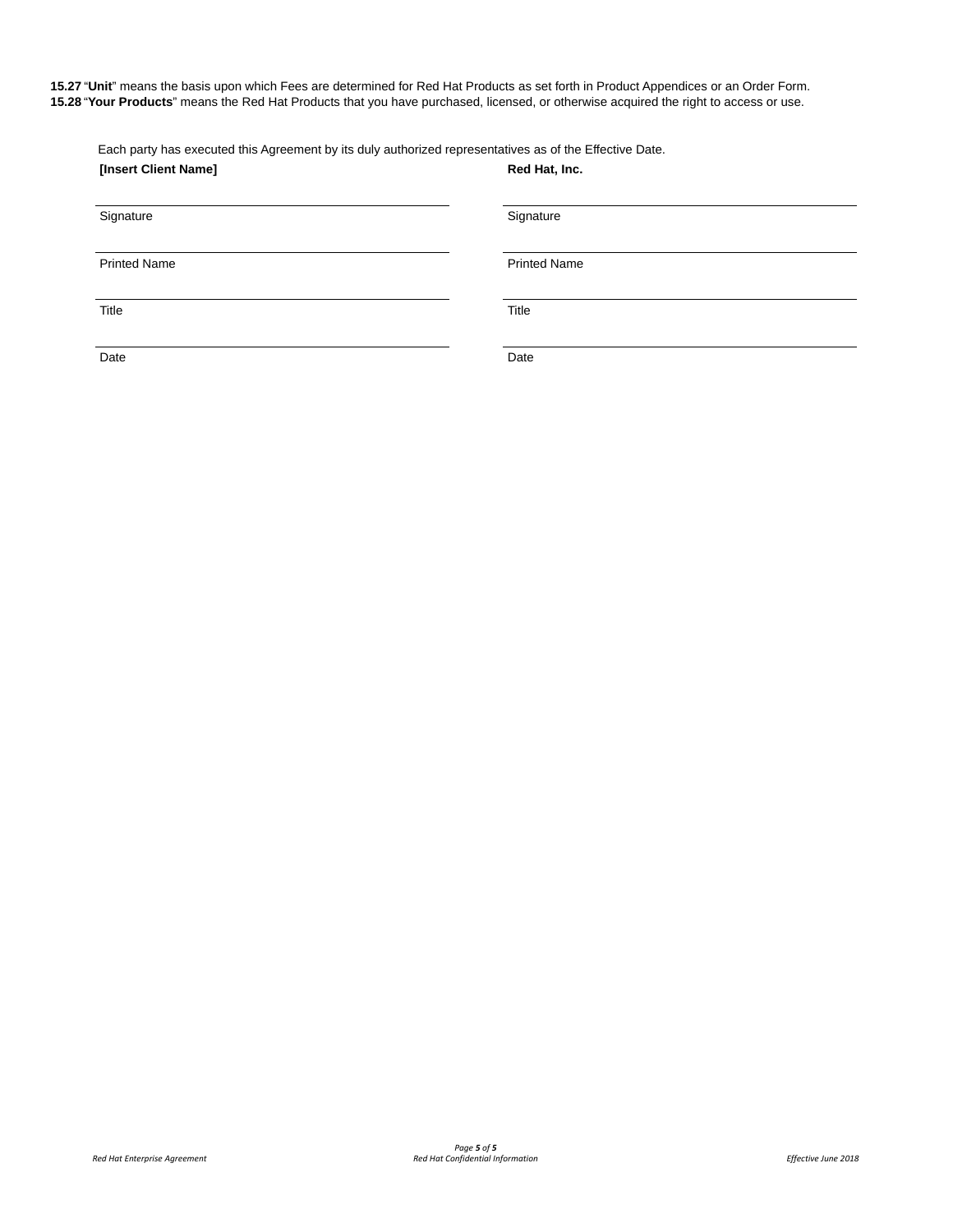**15.27** "**Unit**" means the basis upon which Fees are determined for Red Hat Products as set forth in Product Appendices or an Order Form.
**15.28** "**Your Products**" means the Red Hat Products that you have purchased, licensed, or otherwise acquired the right to access or use.

Each party has executed this Agreement by its duly authorized representatives as of the Effective Date.

| **[Insert Client Name]** | **Red Hat, Inc.** |
| --- | --- |
| Signature | Signature |
| Printed Name | Printed Name |
| Title | Title |
| Date | Date |